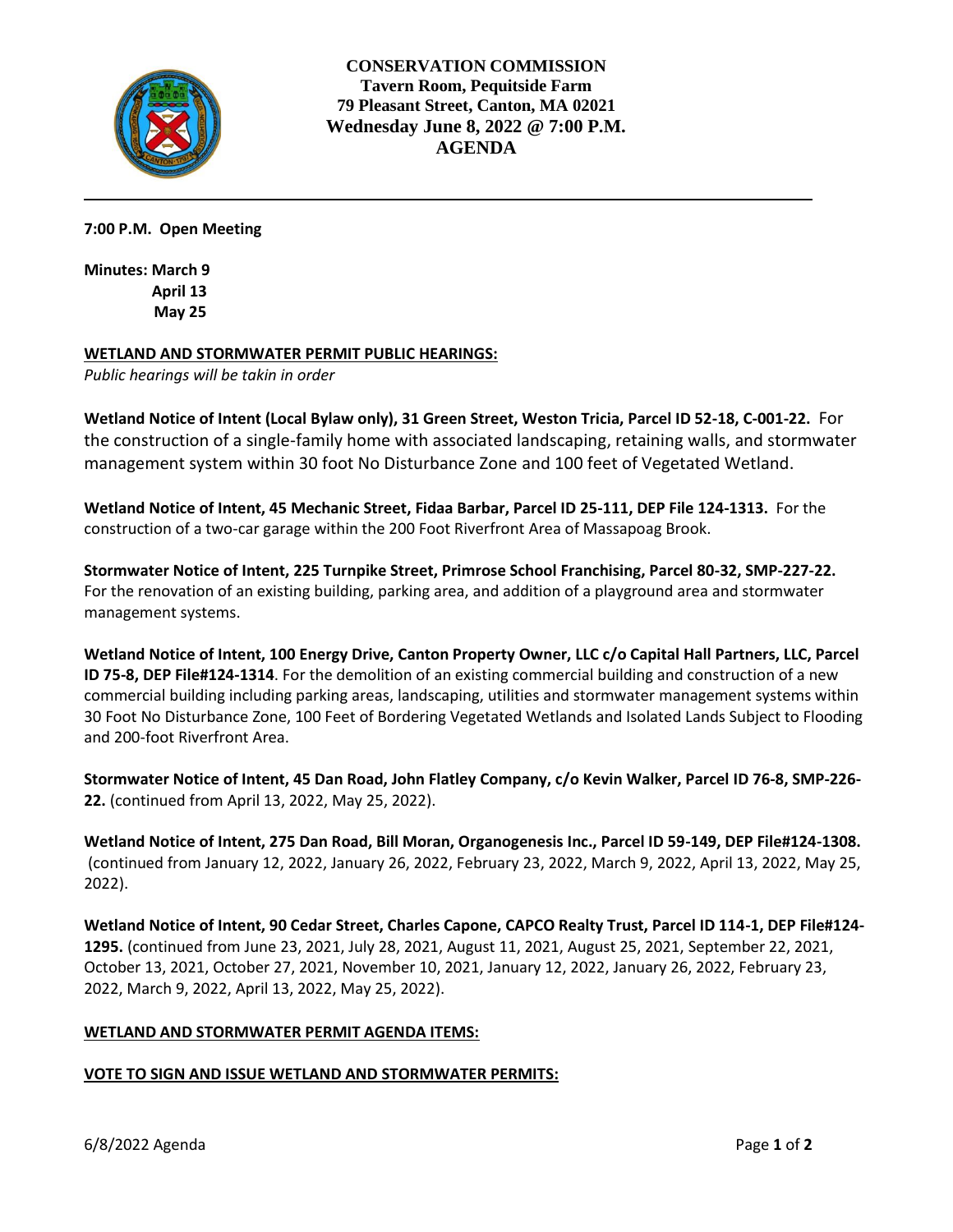# CONSERVATION COMMISSION

**Tavern Room, Pequitside Farm**
**79 Pleasant Street, Canton, MA 02021**
**Wednesday June 8, 2022 @ 7:00 P.M.**
**AGENDA**

---

**7:00 P.M. Open Meeting**

**Minutes: March 9**
**April 13**
**May 25**

## WETLAND AND STORMWATER PERMIT PUBLIC HEARINGS:

*Public hearings will be takin in order*

**Wetland Notice of Intent (Local Bylaw only), 31 Green Street, Weston Tricia, Parcel ID 52-18, C-001-22.** For the construction of a single-family home with associated landscaping, retaining walls, and stormwater management system within 30 foot No Disturbance Zone and 100 feet of Vegetated Wetland.

**Wetland Notice of Intent, 45 Mechanic Street, Fidaa Barbar, Parcel ID 25-111, DEP File 124-1313.** For the construction of a two-car garage within the 200 Foot Riverfront Area of Massapoag Brook.

**Stormwater Notice of Intent, 225 Turnpike Street, Primrose School Franchising, Parcel 80-32, SMP-227-22.** For the renovation of an existing building, parking area, and addition of a playground area and stormwater management systems.

**Wetland Notice of Intent, 100 Energy Drive, Canton Property Owner, LLC c/o Capital Hall Partners, LLC, Parcel ID 75-8, DEP File#124-1314**. For the demolition of an existing commercial building and construction of a new commercial building including parking areas, landscaping, utilities and stormwater management systems within 30 Foot No Disturbance Zone, 100 Feet of Bordering Vegetated Wetlands and Isolated Lands Subject to Flooding and 200-foot Riverfront Area.

**Stormwater Notice of Intent, 45 Dan Road, John Flatley Company, c/o Kevin Walker, Parcel ID 76-8, SMP-226-22.** (continued from April 13, 2022, May 25, 2022).

**Wetland Notice of Intent, 275 Dan Road, Bill Moran, Organogenesis Inc., Parcel ID 59-149, DEP File#124-1308.** (continued from January 12, 2022, January 26, 2022, February 23, 2022, March 9, 2022, April 13, 2022, May 25, 2022).

**Wetland Notice of Intent, 90 Cedar Street, Charles Capone, CAPCO Realty Trust, Parcel ID 114-1, DEP File#124-1295.** (continued from June 23, 2021, July 28, 2021, August 11, 2021, August 25, 2021, September 22, 2021, October 13, 2021, October 27, 2021, November 10, 2021, January 12, 2022, January 26, 2022, February 23, 2022, March 9, 2022, April 13, 2022, May 25, 2022).

## WETLAND AND STORMWATER PERMIT AGENDA ITEMS:

## VOTE TO SIGN AND ISSUE WETLAND AND STORMWATER PERMITS: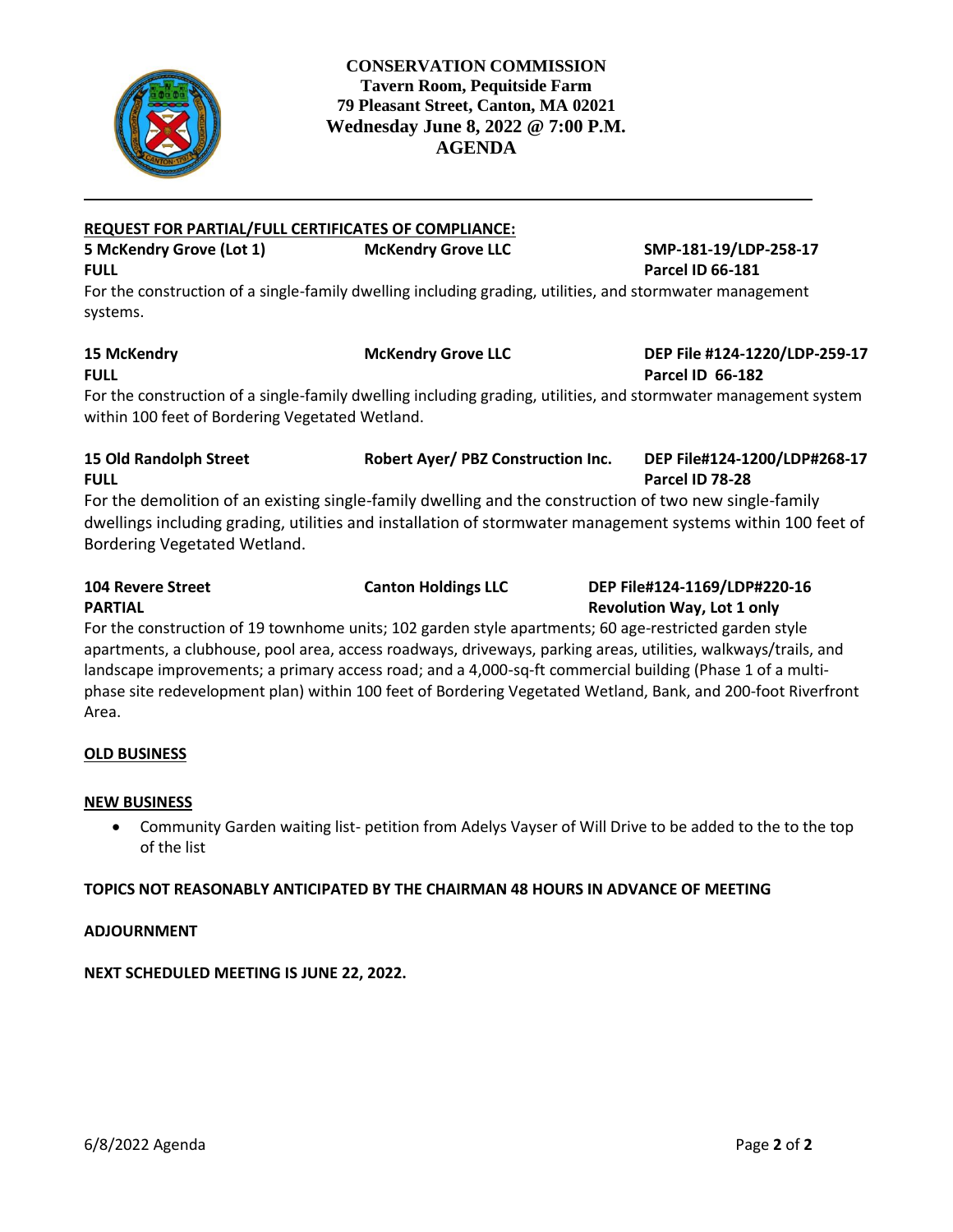**CONSERVATION COMMISSION**
**Tavern Room, Pequitside Farm**
**79 Pleasant Street, Canton, MA 02021**
**Wednesday June 8, 2022 @ 7:00 P.M.**
**AGENDA**

---

## REQUEST FOR PARTIAL/FULL CERTIFICATES OF COMPLIANCE:

**5 McKendry Grove (Lot 1)** | **McKendry Grove LLC** | **SMP-181-19/LDP-258-17**
**FULL** | **Parcel ID 66-181**

For the construction of a single-family dwelling including grading, utilities, and stormwater management systems.

**15 McKendry** | **McKendry Grove LLC** | **DEP File #124-1220/LDP-259-17**
**FULL** | **Parcel ID 66-182**

For the construction of a single-family dwelling including grading, utilities, and stormwater management system within 100 feet of Bordering Vegetated Wetland.

**15 Old Randolph Street** | **Robert Ayer/ PBZ Construction Inc.** | **DEP File#124-1200/LDP#268-17**
**FULL** | **Parcel ID 78-28**

For the demolition of an existing single-family dwelling and the construction of two new single-family dwellings including grading, utilities and installation of stormwater management systems within 100 feet of Bordering Vegetated Wetland.

**104 Revere Street** | **Canton Holdings LLC** | **DEP File#124-1169/LDP#220-16**
**PARTIAL** | **Revolution Way, Lot 1 only**

For the construction of 19 townhome units; 102 garden style apartments; 60 age-restricted garden style apartments, a clubhouse, pool area, access roadways, driveways, parking areas, utilities, walkways/trails, and landscape improvements; a primary access road; and a 4,000-sq-ft commercial building (Phase 1 of a multi-phase site redevelopment plan) within 100 feet of Bordering Vegetated Wetland, Bank, and 200-foot Riverfront Area.

## OLD BUSINESS

## NEW BUSINESS

- Community Garden waiting list- petition from Adelys Vayser of Will Drive to be added to the to the top of the list

**TOPICS NOT REASONABLY ANTICIPATED BY THE CHAIRMAN 48 HOURS IN ADVANCE OF MEETING**

**ADJOURNMENT**

**NEXT SCHEDULED MEETING IS JUNE 22, 2022.**